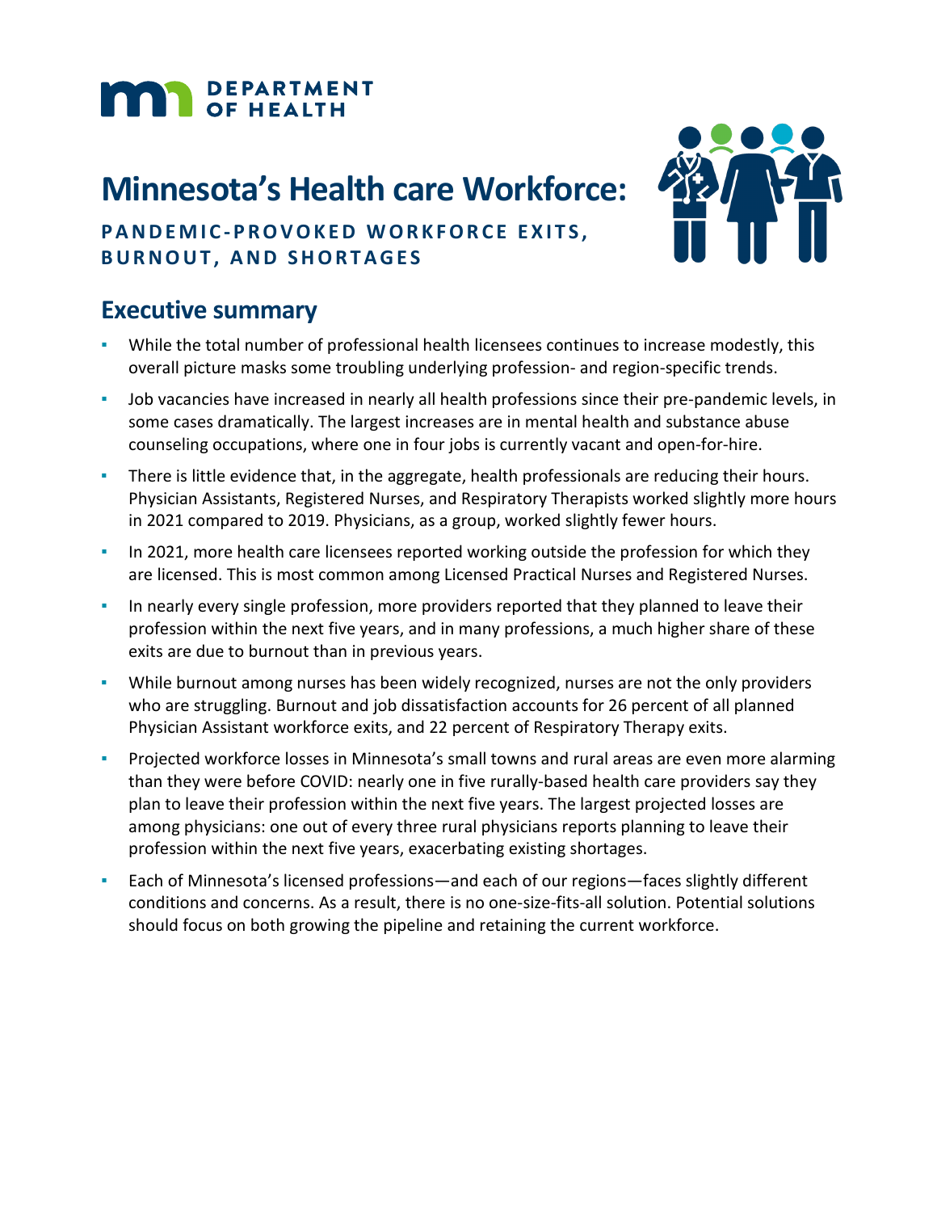# Minnesota's Health care Workforce:

**PANDEMIC-PROVOKED WORKFORCE EXITS, BURNOUT, AND SHORTAGES**

## Executive summary

- While the total number of professional health licensees continues to increase modestly, this overall picture masks some troubling underlying profession- and region-specific trends.
- Job vacancies have increased in nearly all health professions since their pre-pandemic levels, in some cases dramatically. The largest increases are in mental health and substance abuse counseling occupations, where one in four jobs is currently vacant and open-for-hire.
- There is little evidence that, in the aggregate, health professionals are reducing their hours. Physician Assistants, Registered Nurses, and Respiratory Therapists worked slightly more hours in 2021 compared to 2019. Physicians, as a group, worked slightly fewer hours.
- In 2021, more health care licensees reported working outside the profession for which they are licensed. This is most common among Licensed Practical Nurses and Registered Nurses.
- In nearly every single profession, more providers reported that they planned to leave their profession within the next five years, and in many professions, a much higher share of these exits are due to burnout than in previous years.
- While burnout among nurses has been widely recognized, nurses are not the only providers who are struggling. Burnout and job dissatisfaction accounts for 26 percent of all planned Physician Assistant workforce exits, and 22 percent of Respiratory Therapy exits.
- Projected workforce losses in Minnesota's small towns and rural areas are even more alarming than they were before COVID: nearly one in five rurally-based health care providers say they plan to leave their profession within the next five years. The largest projected losses are among physicians: one out of every three rural physicians reports planning to leave their profession within the next five years, exacerbating existing shortages.
- Each of Minnesota's licensed professions—and each of our regions—faces slightly different conditions and concerns. As a result, there is no one-size-fits-all solution. Potential solutions should focus on both growing the pipeline and retaining the current workforce.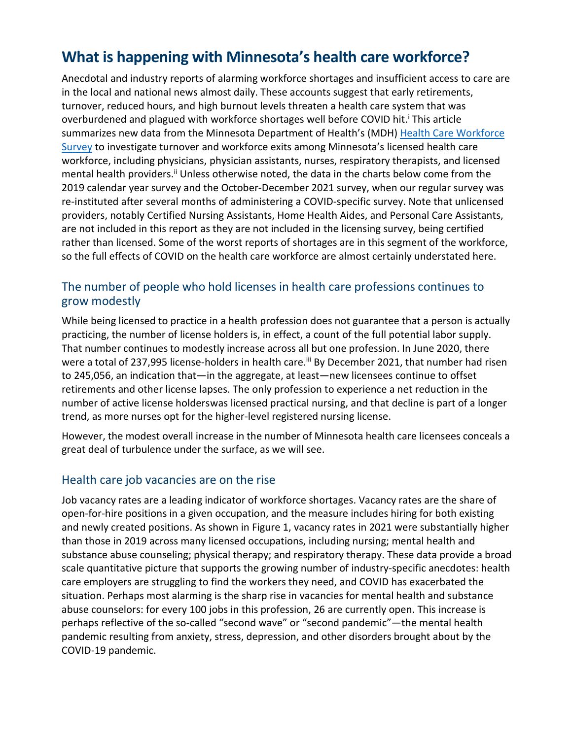# What is happening with Minnesota's health care workforce?

Anecdotal and industry reports of alarming workforce shortages and insufficient access to care are in the local and national news almost daily. These accounts suggest that early retirements, turnover, reduced hours, and high burnout levels threaten a health care system that was overburdened and plagued with workforce shortages well before COVID hit.[i] This article summarizes new data from the Minnesota Department of Health's (MDH) Health Care Workforce Survey to investigate turnover and workforce exits among Minnesota's licensed health care workforce, including physicians, physician assistants, nurses, respiratory therapists, and licensed mental health providers.[ii] Unless otherwise noted, the data in the charts below come from the 2019 calendar year survey and the October-December 2021 survey, when our regular survey was re-instituted after several months of administering a COVID-specific survey. Note that unlicensed providers, notably Certified Nursing Assistants, Home Health Aides, and Personal Care Assistants, are not included in this report as they are not included in the licensing survey, being certified rather than licensed. Some of the worst reports of shortages are in this segment of the workforce, so the full effects of COVID on the health care workforce are almost certainly understated here.

## The number of people who hold licenses in health care professions continues to grow modestly

While being licensed to practice in a health profession does not guarantee that a person is actually practicing, the number of license holders is, in effect, a count of the full potential labor supply. That number continues to modestly increase across all but one profession. In June 2020, there were a total of 237,995 license-holders in health care.[iii] By December 2021, that number had risen to 245,056, an indication that—in the aggregate, at least—new licensees continue to offset retirements and other license lapses. The only profession to experience a net reduction in the number of active license holderswas licensed practical nursing, and that decline is part of a longer trend, as more nurses opt for the higher-level registered nursing license.

However, the modest overall increase in the number of Minnesota health care licensees conceals a great deal of turbulence under the surface, as we will see.

## Health care job vacancies are on the rise

Job vacancy rates are a leading indicator of workforce shortages. Vacancy rates are the share of open-for-hire positions in a given occupation, and the measure includes hiring for both existing and newly created positions. As shown in Figure 1, vacancy rates in 2021 were substantially higher than those in 2019 across many licensed occupations, including nursing; mental health and substance abuse counseling; physical therapy; and respiratory therapy. These data provide a broad scale quantitative picture that supports the growing number of industry-specific anecdotes: health care employers are struggling to find the workers they need, and COVID has exacerbated the situation. Perhaps most alarming is the sharp rise in vacancies for mental health and substance abuse counselors: for every 100 jobs in this profession, 26 are currently open. This increase is perhaps reflective of the so-called "second wave" or "second pandemic"—the mental health pandemic resulting from anxiety, stress, depression, and other disorders brought about by the COVID-19 pandemic.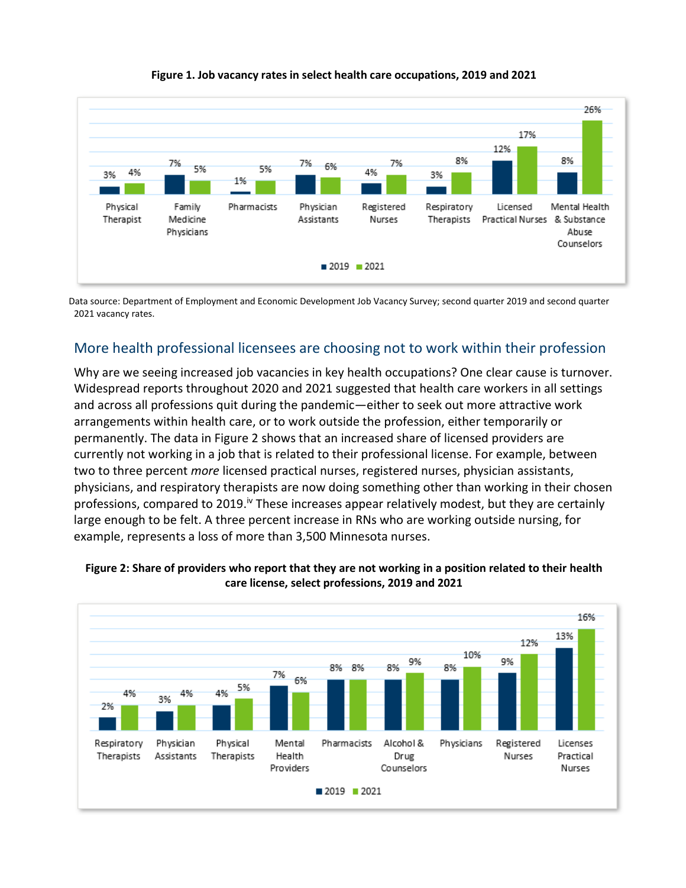**Figure 1. Job vacancy rates in select health care occupations, 2019 and 2021**

| Occupation | 2019 | 2021 |
|---|---|---|
| Physical Therapist | 3% | 4% |
| Family Medicine Physicians | 7% | 5% |
| Pharmacists | 1% | 5% |
| Physician Assistants | 7% | 6% |
| Registered Nurses | 4% | 7% |
| Respiratory Therapists | 3% | 8% |
| Licensed Practical Nurses | 12% | 17% |
| Mental Health & Substance Abuse Counselors | 8% | 26% |

Data source: Department of Employment and Economic Development Job Vacancy Survey; second quarter 2019 and second quarter 2021 vacancy rates.

## More health professional licensees are choosing not to work within their profession

Why are we seeing increased job vacancies in key health occupations? One clear cause is turnover. Widespread reports throughout 2020 and 2021 suggested that health care workers in all settings and across all professions quit during the pandemic—either to seek out more attractive work arrangements within health care, or to work outside the profession, either temporarily or permanently. The data in Figure 2 shows that an increased share of licensed providers are currently not working in a job that is related to their professional license. For example, between two to three percent *more* licensed practical nurses, registered nurses, physician assistants, physicians, and respiratory therapists are now doing something other than working in their chosen professions, compared to 2019.[iv] These increases appear relatively modest, but they are certainly large enough to be felt. A three percent increase in RNs who are working outside nursing, for example, represents a loss of more than 3,500 Minnesota nurses.

**Figure 2: Share of providers who report that they are not working in a position related to their health care license, select professions, 2019 and 2021**

| Profession | 2019 | 2021 |
|---|---|---|
| Respiratory Therapists | 2% | 4% |
| Physician Assistants | 3% | 4% |
| Physical Therapists | 4% | 5% |
| Mental Health Providers | 7% | 6% |
| Pharmacists | 8% | 8% |
| Alcohol & Drug Counselors | 8% | 9% |
| Physicians | 8% | 10% |
| Registered Nurses | 9% | 12% |
| Licenses Practical Nurses | 13% | 16% |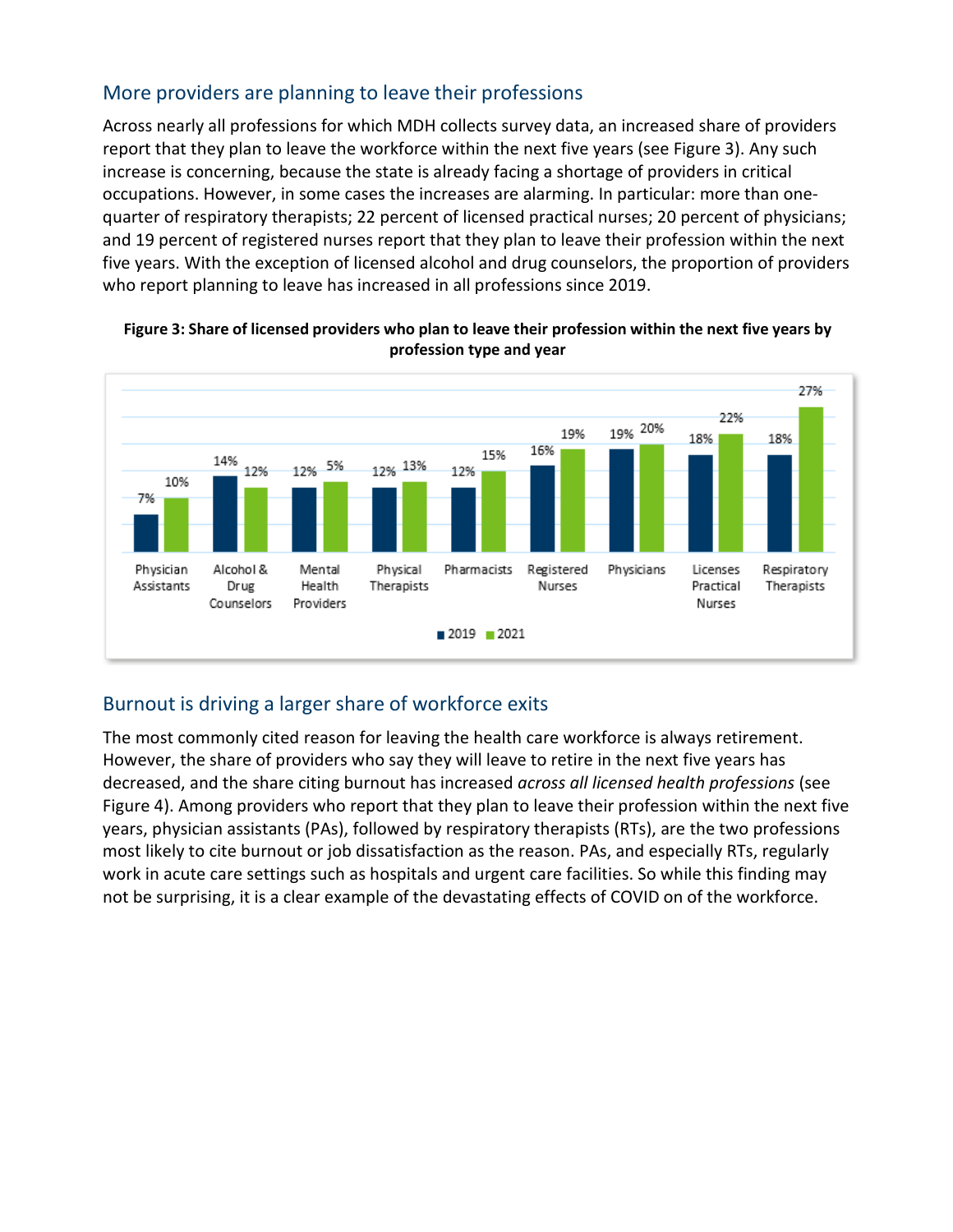## More providers are planning to leave their professions

Across nearly all professions for which MDH collects survey data, an increased share of providers report that they plan to leave the workforce within the next five years (see Figure 3). Any such increase is concerning, because the state is already facing a shortage of providers in critical occupations. However, in some cases the increases are alarming. In particular: more than one-quarter of respiratory therapists; 22 percent of licensed practical nurses; 20 percent of physicians; and 19 percent of registered nurses report that they plan to leave their profession within the next five years. With the exception of licensed alcohol and drug counselors, the proportion of providers who report planning to leave has increased in all professions since 2019.

**Figure 3: Share of licensed providers who plan to leave their profession within the next five years by profession type and year**

| Profession | 2019 | 2021 |
|---|---|---|
| Physician Assistants | 7% | 10% |
| Alcohol & Drug Counselors | 14% | 12% |
| Mental Health Providers | 12% | 5% |
| Physical Therapists | 12% | 13% |
| Pharmacists | 12% | 15% |
| Registered Nurses | 16% | 19% |
| Physicians | 19% | 20% |
| Licenses Practical Nurses | 18% | 22% |
| Respiratory Therapists | 18% | 27% |

## Burnout is driving a larger share of workforce exits

The most commonly cited reason for leaving the health care workforce is always retirement. However, the share of providers who say they will leave to retire in the next five years has decreased, and the share citing burnout has increased *across all licensed health professions* (see Figure 4). Among providers who report that they plan to leave their profession within the next five years, physician assistants (PAs), followed by respiratory therapists (RTs), are the two professions most likely to cite burnout or job dissatisfaction as the reason. PAs, and especially RTs, regularly work in acute care settings such as hospitals and urgent care facilities. So while this finding may not be surprising, it is a clear example of the devastating effects of COVID on of the workforce.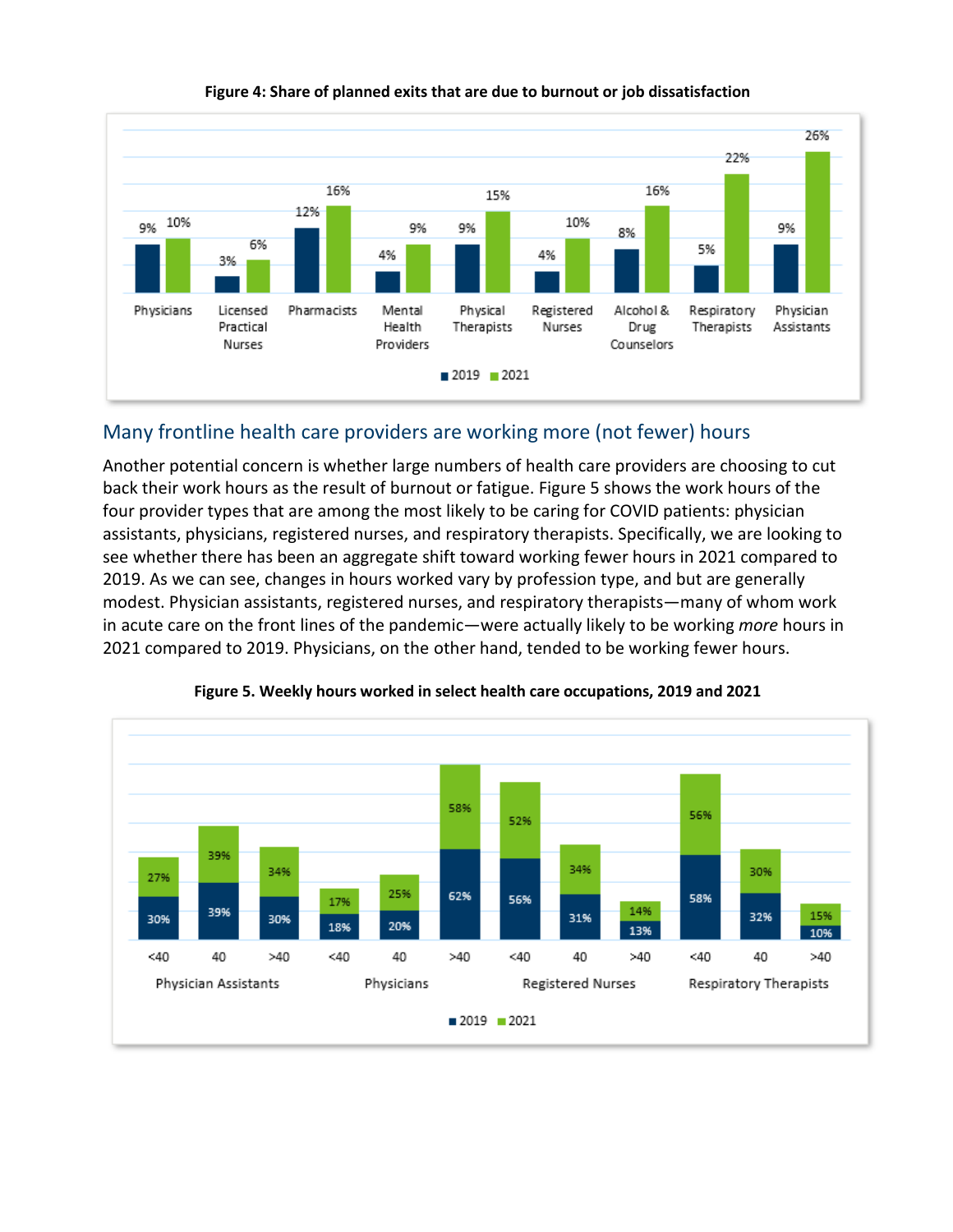**Figure 4: Share of planned exits that are due to burnout or job dissatisfaction**

| | 2019 | 2021 |
|---|---|---|
| Physicians | 9% | 10% |
| Licensed Practical Nurses | 3% | 6% |
| Pharmacists | 12% | 16% |
| Mental Health Providers | 4% | 9% |
| Physical Therapists | 9% | 15% |
| Registered Nurses | 4% | 10% |
| Alcohol & Drug Counselors | 8% | 16% |
| Respiratory Therapists | 5% | 22% |
| Physician Assistants | 9% | 26% |

## Many frontline health care providers are working more (not fewer) hours

Another potential concern is whether large numbers of health care providers are choosing to cut back their work hours as the result of burnout or fatigue. Figure 5 shows the work hours of the four provider types that are among the most likely to be caring for COVID patients: physician assistants, physicians, registered nurses, and respiratory therapists. Specifically, we are looking to see whether there has been an aggregate shift toward working fewer hours in 2021 compared to 2019. As we can see, changes in hours worked vary by profession type, and but are generally modest. Physician assistants, registered nurses, and respiratory therapists—many of whom work in acute care on the front lines of the pandemic—were actually likely to be working *more* hours in 2021 compared to 2019. Physicians, on the other hand, tended to be working fewer hours.

**Figure 5. Weekly hours worked in select health care occupations, 2019 and 2021**

| Occupation | Hours | 2019 | 2021 |
|---|---|---|---|
| Physician Assistants | <40 | 30% | 27% |
| | 40 | 39% | 39% |
| | >40 | 30% | 34% |
| Physicians | <40 | 18% | 17% |
| | 40 | 20% | 25% |
| | >40 | 62% | 58% |
| Registered Nurses | <40 | 56% | 52% |
| | 40 | 31% | 34% |
| | >40 | 13% | 14% |
| Respiratory Therapists | <40 | 58% | 56% |
| | 40 | 32% | 30% |
| | >40 | 10% | 15% |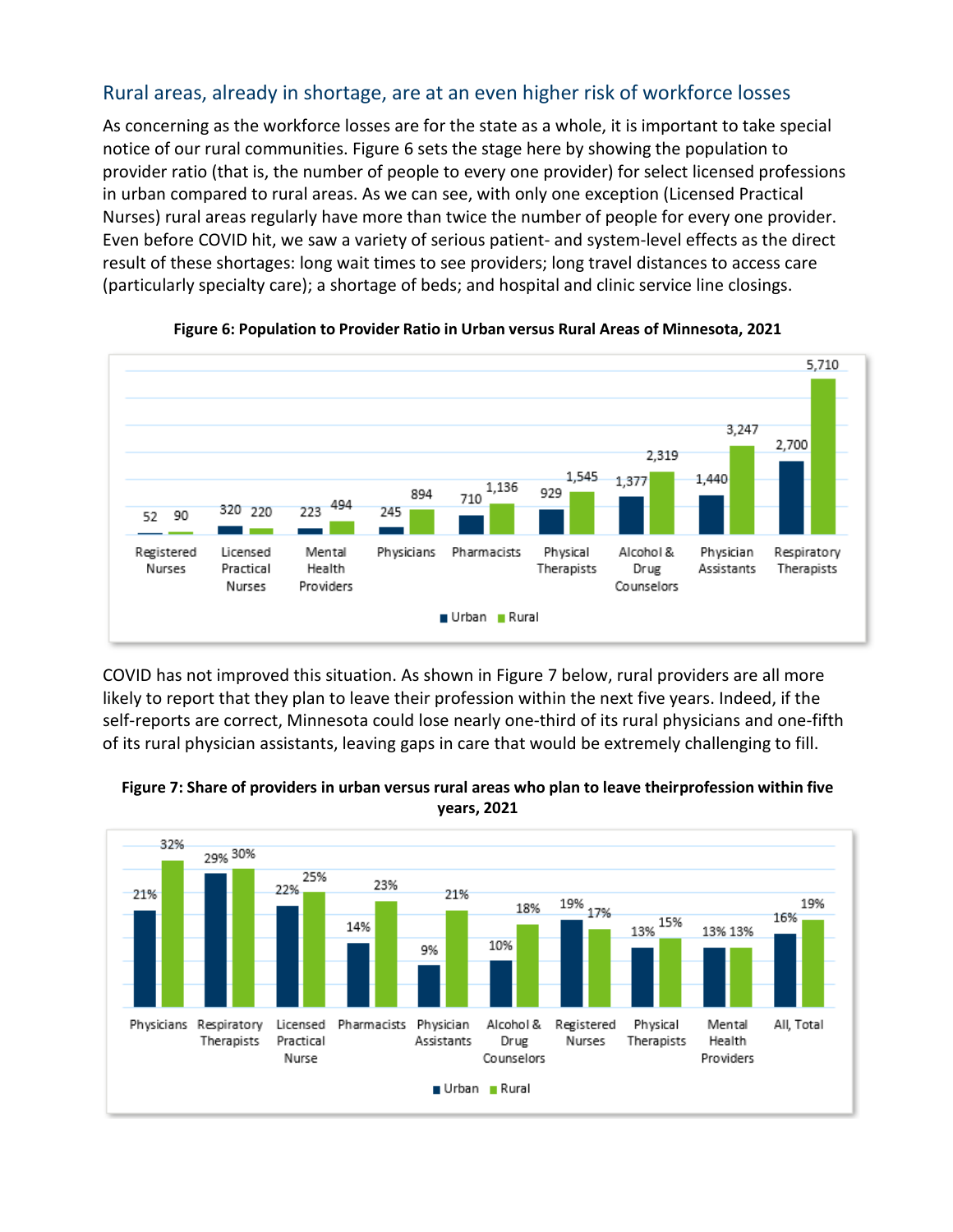## Rural areas, already in shortage, are at an even higher risk of workforce losses

As concerning as the workforce losses are for the state as a whole, it is important to take special notice of our rural communities. Figure 6 sets the stage here by showing the population to provider ratio (that is, the number of people to every one provider) for select licensed professions in urban compared to rural areas. As we can see, with only one exception (Licensed Practical Nurses) rural areas regularly have more than twice the number of people for every one provider. Even before COVID hit, we saw a variety of serious patient- and system-level effects as the direct result of these shortages: long wait times to see providers; long travel distances to access care (particularly specialty care); a shortage of beds; and hospital and clinic service line closings.

**Figure 6: Population to Provider Ratio in Urban versus Rural Areas of Minnesota, 2021**

| Profession | Urban | Rural |
|---|---|---|
| Registered Nurses | 52 | 90 |
| Licensed Practical Nurses | 320 | 220 |
| Mental Health Providers | 223 | 494 |
| Physicians | 245 | 894 |
| Pharmacists | 710 | 1,136 |
| Physical Therapists | 929 | 1,545 |
| Alcohol & Drug Counselors | 1,377 | 2,319 |
| Physician Assistants | 1,440 | 3,247 |
| Respiratory Therapists | 2,700 | 5,710 |

COVID has not improved this situation. As shown in Figure 7 below, rural providers are all more likely to report that they plan to leave their profession within the next five years. Indeed, if the self-reports are correct, Minnesota could lose nearly one-third of its rural physicians and one-fifth of its rural physician assistants, leaving gaps in care that would be extremely challenging to fill.

**Figure 7: Share of providers in urban versus rural areas who plan to leave theirprofession within five years, 2021**

| Profession | Urban | Rural |
|---|---|---|
| Physicians | 21% | 32% |
| Respiratory Therapists | 29% | 30% |
| Licensed Practical Nurse | 22% | 25% |
| Pharmacists | 14% | 23% |
| Physician Assistants | 9% | 21% |
| Alcohol & Drug Counselors | 10% | 18% |
| Registered Nurses | 19% | 17% |
| Physical Therapists | 13% | 15% |
| Mental Health Providers | 13% | 13% |
| All, Total | 16% | 19% |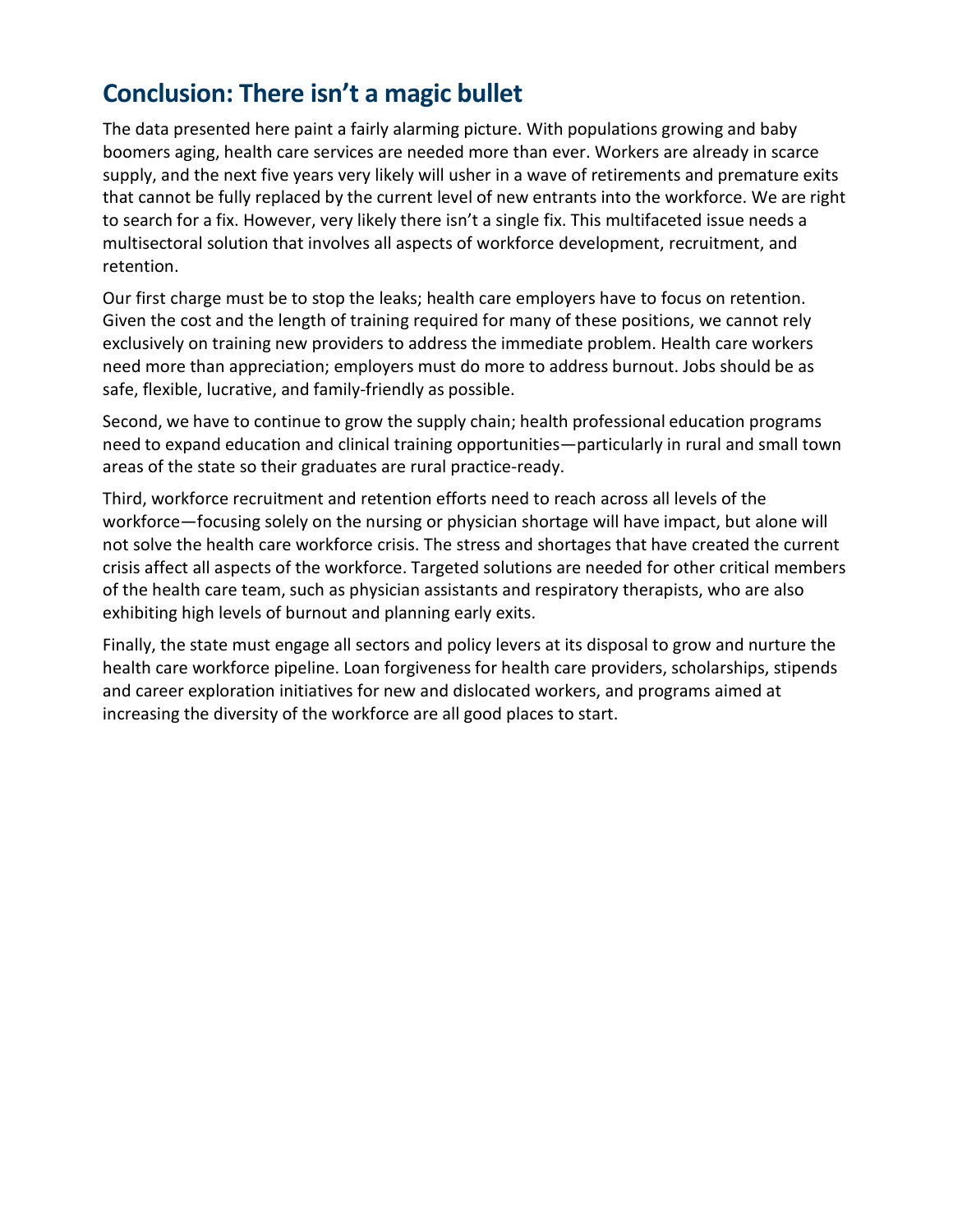## Conclusion: There isn't a magic bullet

The data presented here paint a fairly alarming picture. With populations growing and baby boomers aging, health care services are needed more than ever. Workers are already in scarce supply, and the next five years very likely will usher in a wave of retirements and premature exits that cannot be fully replaced by the current level of new entrants into the workforce. We are right to search for a fix. However, very likely there isn't a single fix. This multifaceted issue needs a multisectoral solution that involves all aspects of workforce development, recruitment, and retention.

Our first charge must be to stop the leaks; health care employers have to focus on retention. Given the cost and the length of training required for many of these positions, we cannot rely exclusively on training new providers to address the immediate problem. Health care workers need more than appreciation; employers must do more to address burnout. Jobs should be as safe, flexible, lucrative, and family-friendly as possible.

Second, we have to continue to grow the supply chain; health professional education programs need to expand education and clinical training opportunities—particularly in rural and small town areas of the state so their graduates are rural practice-ready.

Third, workforce recruitment and retention efforts need to reach across all levels of the workforce—focusing solely on the nursing or physician shortage will have impact, but alone will not solve the health care workforce crisis. The stress and shortages that have created the current crisis affect all aspects of the workforce. Targeted solutions are needed for other critical members of the health care team, such as physician assistants and respiratory therapists, who are also exhibiting high levels of burnout and planning early exits.

Finally, the state must engage all sectors and policy levers at its disposal to grow and nurture the health care workforce pipeline. Loan forgiveness for health care providers, scholarships, stipends and career exploration initiatives for new and dislocated workers, and programs aimed at increasing the diversity of the workforce are all good places to start.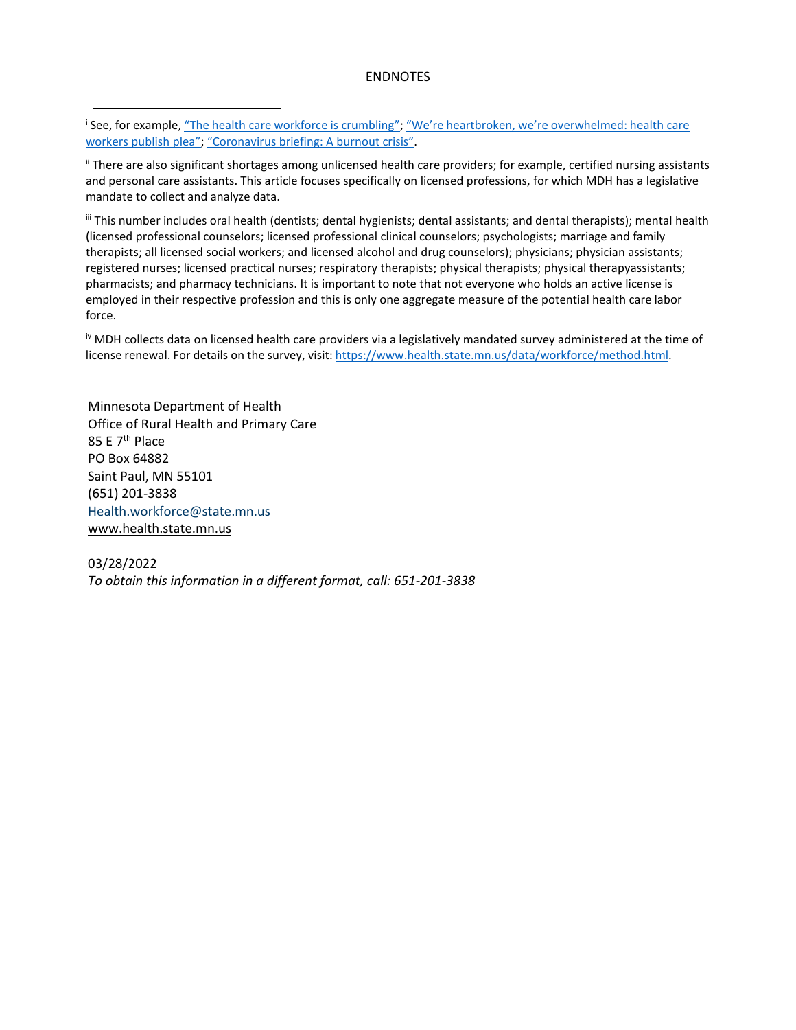ENDNOTES

[i] See, for example, "The health care workforce is crumbling"; "We're heartbroken, we're overwhelmed: health care workers publish plea"; "Coronavirus briefing: A burnout crisis".

[ii] There are also significant shortages among unlicensed health care providers; for example, certified nursing assistants and personal care assistants. This article focuses specifically on licensed professions, for which MDH has a legislative mandate to collect and analyze data.

[iii] This number includes oral health (dentists; dental hygienists; dental assistants; and dental therapists); mental health (licensed professional counselors; licensed professional clinical counselors; psychologists; marriage and family therapists; all licensed social workers; and licensed alcohol and drug counselors); physicians; physician assistants; registered nurses; licensed practical nurses; respiratory therapists; physical therapists; physical therapyassistants; pharmacists; and pharmacy technicians. It is important to note that not everyone who holds an active license is employed in their respective profession and this is only one aggregate measure of the potential health care labor force.

[iv] MDH collects data on licensed health care providers via a legislatively mandated survey administered at the time of license renewal. For details on the survey, visit: https://www.health.state.mn.us/data/workforce/method.html.

Minnesota Department of Health
Office of Rural Health and Primary Care
85 E 7th Place
PO Box 64882
Saint Paul, MN 55101
(651) 201-3838
Health.workforce@state.mn.us
www.health.state.mn.us

03/28/2022
*To obtain this information in a different format, call: 651-201-3838*